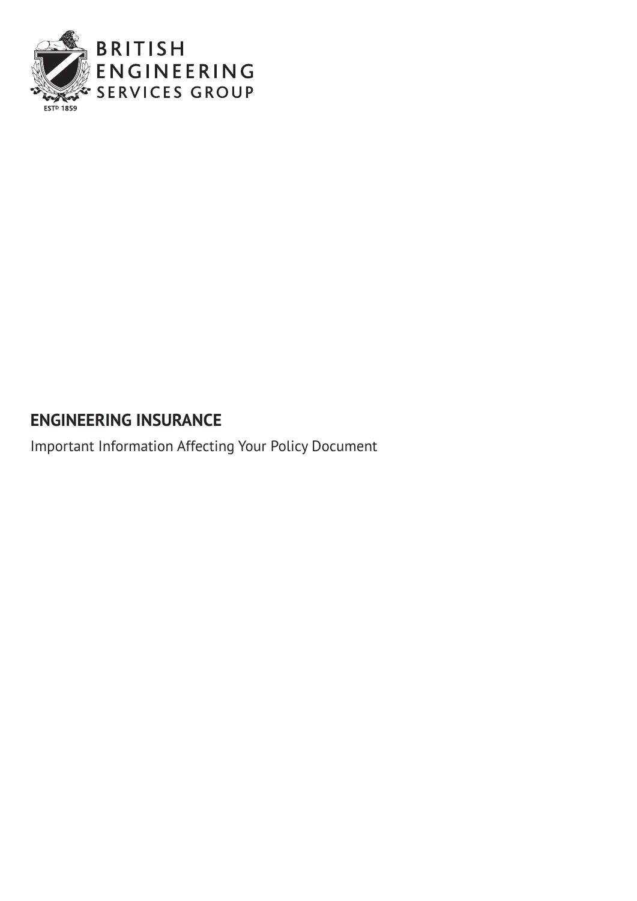BRITISH ENGINEERING SERVICES GROUP

ESTD 1859

# ENGINEERING INSURANCE

Important Information Affecting Your Policy Document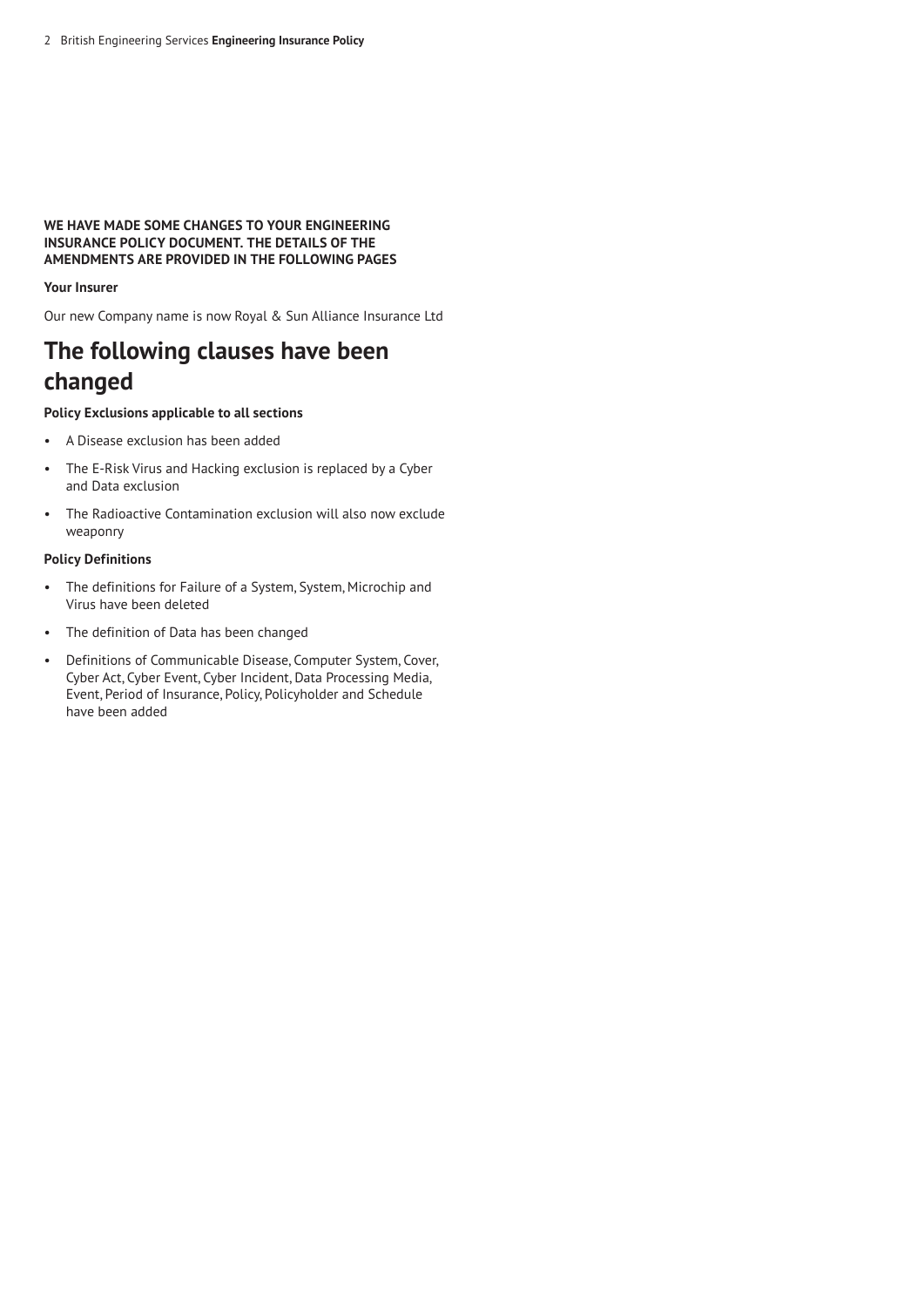**WE HAVE MADE SOME CHANGES TO YOUR ENGINEERING INSURANCE POLICY DOCUMENT. THE DETAILS OF THE AMENDMENTS ARE PROVIDED IN THE FOLLOWING PAGES**

**Your Insurer**

Our new Company name is now Royal & Sun Alliance Insurance Ltd

# The following clauses have been changed

**Policy Exclusions applicable to all sections**

- A Disease exclusion has been added
- The E-Risk Virus and Hacking exclusion is replaced by a Cyber and Data exclusion
- The Radioactive Contamination exclusion will also now exclude weaponry

**Policy Definitions**

- The definitions for Failure of a System, System, Microchip and Virus have been deleted
- The definition of Data has been changed
- Definitions of Communicable Disease, Computer System, Cover, Cyber Act, Cyber Event, Cyber Incident, Data Processing Media, Event, Period of Insurance, Policy, Policyholder and Schedule have been added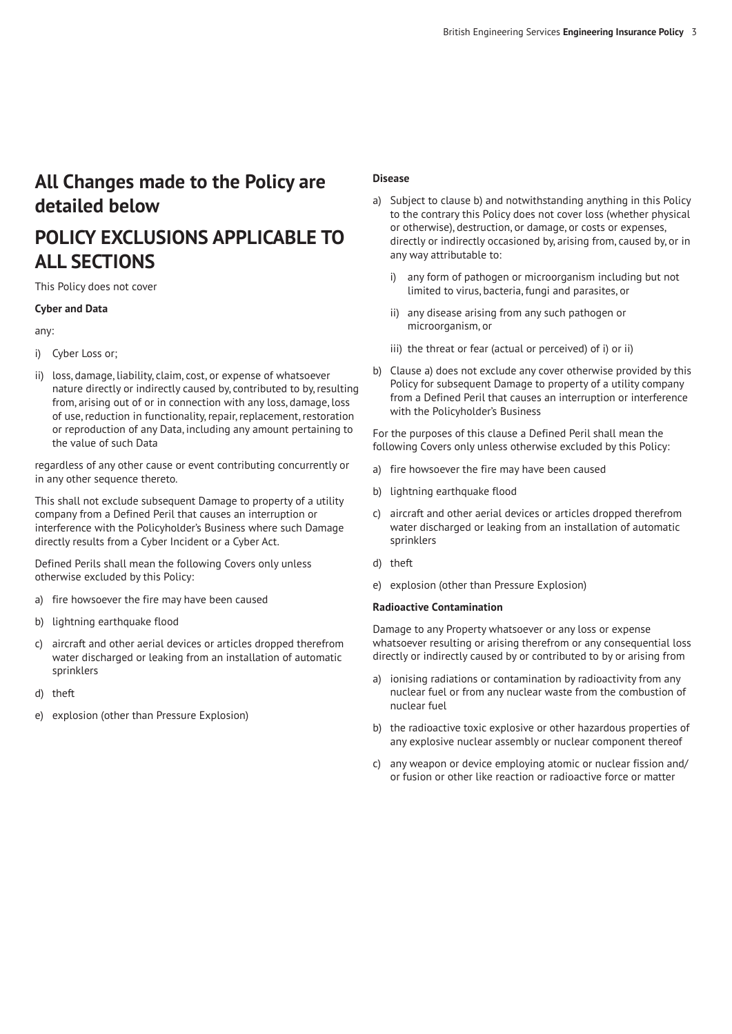# All Changes made to the Policy are detailed below

# POLICY EXCLUSIONS APPLICABLE TO ALL SECTIONS

This Policy does not cover

**Cyber and Data**

any:

i) Cyber Loss or;

ii) loss, damage, liability, claim, cost, or expense of whatsoever nature directly or indirectly caused by, contributed to by, resulting from, arising out of or in connection with any loss, damage, loss of use, reduction in functionality, repair, replacement, restoration or reproduction of any Data, including any amount pertaining to the value of such Data

regardless of any other cause or event contributing concurrently or in any other sequence thereto.

This shall not exclude subsequent Damage to property of a utility company from a Defined Peril that causes an interruption or interference with the Policyholder's Business where such Damage directly results from a Cyber Incident or a Cyber Act.

Defined Perils shall mean the following Covers only unless otherwise excluded by this Policy:

a) fire howsoever the fire may have been caused

b) lightning earthquake flood

c) aircraft and other aerial devices or articles dropped therefrom water discharged or leaking from an installation of automatic sprinklers

d) theft

e) explosion (other than Pressure Explosion)

**Disease**

a) Subject to clause b) and notwithstanding anything in this Policy to the contrary this Policy does not cover loss (whether physical or otherwise), destruction, or damage, or costs or expenses, directly or indirectly occasioned by, arising from, caused by, or in any way attributable to:

   i) any form of pathogen or microorganism including but not limited to virus, bacteria, fungi and parasites, or

   ii) any disease arising from any such pathogen or microorganism, or

   iii) the threat or fear (actual or perceived) of i) or ii)

b) Clause a) does not exclude any cover otherwise provided by this Policy for subsequent Damage to property of a utility company from a Defined Peril that causes an interruption or interference with the Policyholder's Business

For the purposes of this clause a Defined Peril shall mean the following Covers only unless otherwise excluded by this Policy:

a) fire howsoever the fire may have been caused

b) lightning earthquake flood

c) aircraft and other aerial devices or articles dropped therefrom water discharged or leaking from an installation of automatic sprinklers

d) theft

e) explosion (other than Pressure Explosion)

**Radioactive Contamination**

Damage to any Property whatsoever or any loss or expense whatsoever resulting or arising therefrom or any consequential loss directly or indirectly caused by or contributed to by or arising from

a) ionising radiations or contamination by radioactivity from any nuclear fuel or from any nuclear waste from the combustion of nuclear fuel

b) the radioactive toxic explosive or other hazardous properties of any explosive nuclear assembly or nuclear component thereof

c) any weapon or device employing atomic or nuclear fission and/or fusion or other like reaction or radioactive force or matter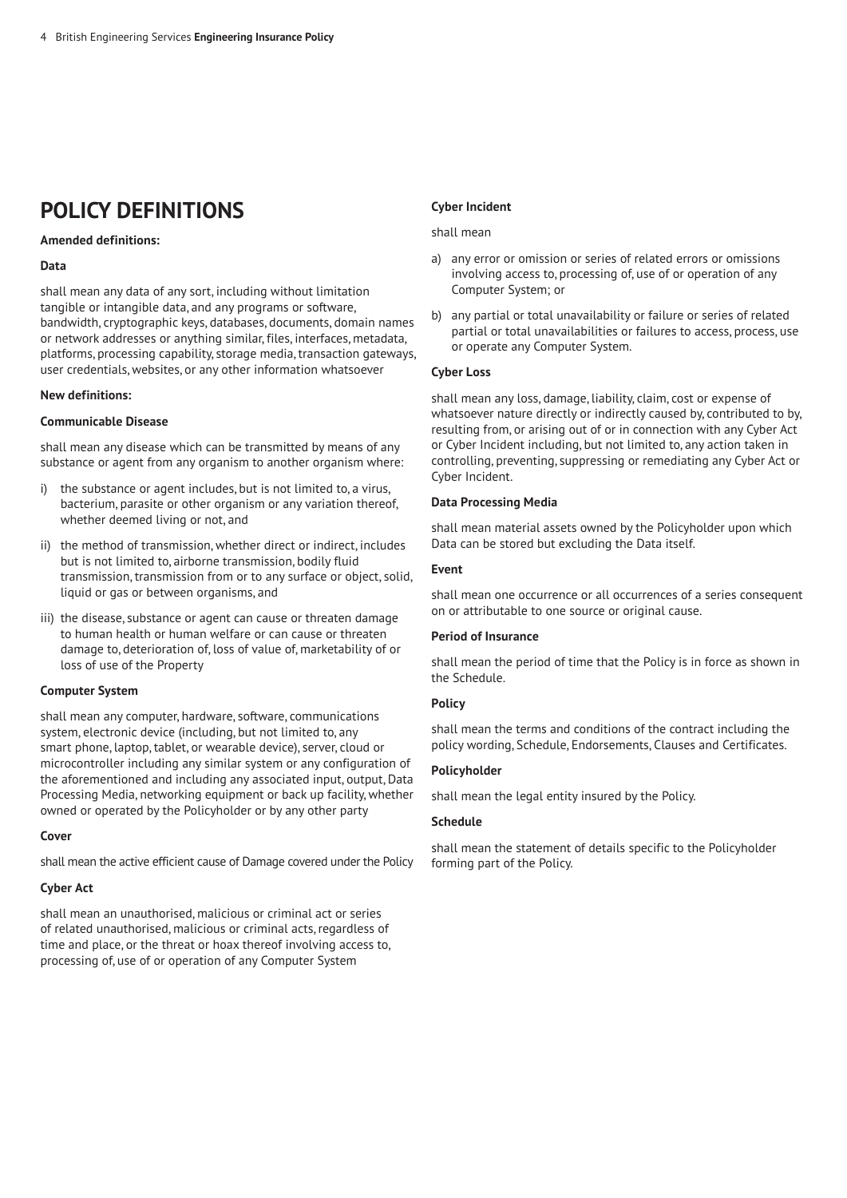# POLICY DEFINITIONS

**Amended definitions:**

**Data**

shall mean any data of any sort, including without limitation tangible or intangible data, and any programs or software, bandwidth, cryptographic keys, databases, documents, domain names or network addresses or anything similar, files, interfaces, metadata, platforms, processing capability, storage media, transaction gateways, user credentials, websites, or any other information whatsoever

**New definitions:**

**Communicable Disease**

shall mean any disease which can be transmitted by means of any substance or agent from any organism to another organism where:

i) the substance or agent includes, but is not limited to, a virus, bacterium, parasite or other organism or any variation thereof, whether deemed living or not, and

ii) the method of transmission, whether direct or indirect, includes but is not limited to, airborne transmission, bodily fluid transmission, transmission from or to any surface or object, solid, liquid or gas or between organisms, and

iii) the disease, substance or agent can cause or threaten damage to human health or human welfare or can cause or threaten damage to, deterioration of, loss of value of, marketability of or loss of use of the Property

**Computer System**

shall mean any computer, hardware, software, communications system, electronic device (including, but not limited to, any smart phone, laptop, tablet, or wearable device), server, cloud or microcontroller including any similar system or any configuration of the aforementioned and including any associated input, output, Data Processing Media, networking equipment or back up facility, whether owned or operated by the Policyholder or by any other party

**Cover**

shall mean the active efficient cause of Damage covered under the Policy

**Cyber Act**

shall mean an unauthorised, malicious or criminal act or series of related unauthorised, malicious or criminal acts, regardless of time and place, or the threat or hoax thereof involving access to, processing of, use of or operation of any Computer System

**Cyber Incident**

shall mean

a) any error or omission or series of related errors or omissions involving access to, processing of, use of or operation of any Computer System; or

b) any partial or total unavailability or failure or series of related partial or total unavailabilities or failures to access, process, use or operate any Computer System.

**Cyber Loss**

shall mean any loss, damage, liability, claim, cost or expense of whatsoever nature directly or indirectly caused by, contributed to by, resulting from, or arising out of or in connection with any Cyber Act or Cyber Incident including, but not limited to, any action taken in controlling, preventing, suppressing or remediating any Cyber Act or Cyber Incident.

**Data Processing Media**

shall mean material assets owned by the Policyholder upon which Data can be stored but excluding the Data itself.

**Event**

shall mean one occurrence or all occurrences of a series consequent on or attributable to one source or original cause.

**Period of Insurance**

shall mean the period of time that the Policy is in force as shown in the Schedule.

**Policy**

shall mean the terms and conditions of the contract including the policy wording, Schedule, Endorsements, Clauses and Certificates.

**Policyholder**

shall mean the legal entity insured by the Policy.

**Schedule**

shall mean the statement of details specific to the Policyholder forming part of the Policy.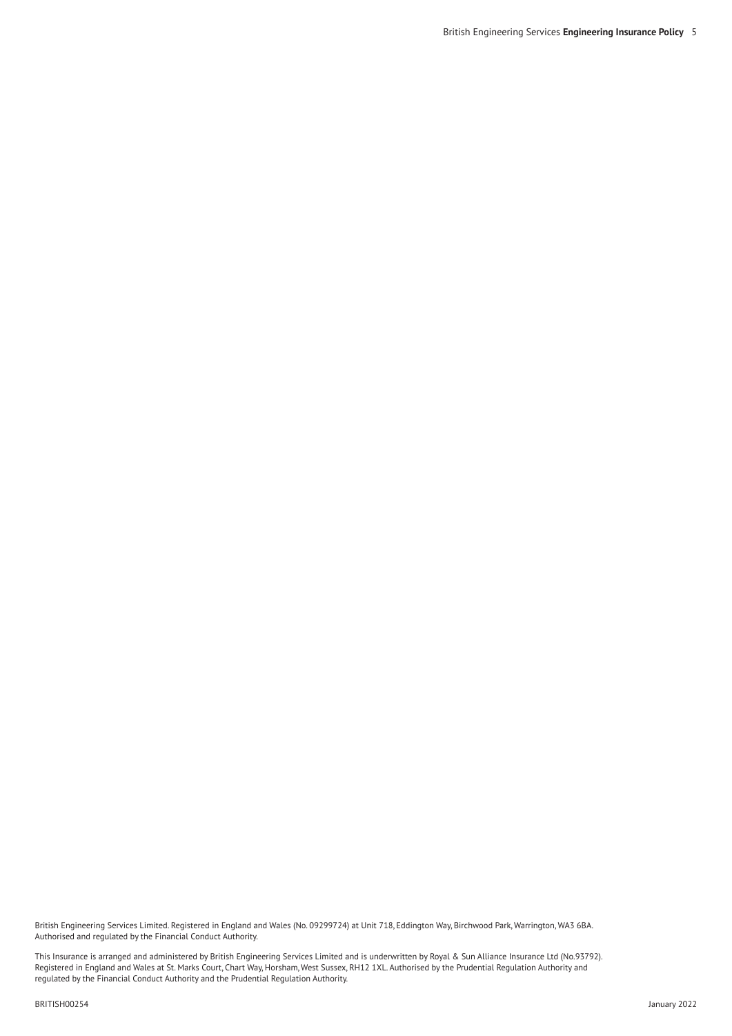British Engineering Services Limited. Registered in England and Wales (No. 09299724) at Unit 718, Eddington Way, Birchwood Park, Warrington, WA3 6BA. Authorised and regulated by the Financial Conduct Authority.

This Insurance is arranged and administered by British Engineering Services Limited and is underwritten by Royal & Sun Alliance Insurance Ltd (No.93792). Registered in England and Wales at St. Marks Court, Chart Way, Horsham, West Sussex, RH12 1XL. Authorised by the Prudential Regulation Authority and regulated by the Financial Conduct Authority and the Prudential Regulation Authority.

BRITISH00254

January 2022